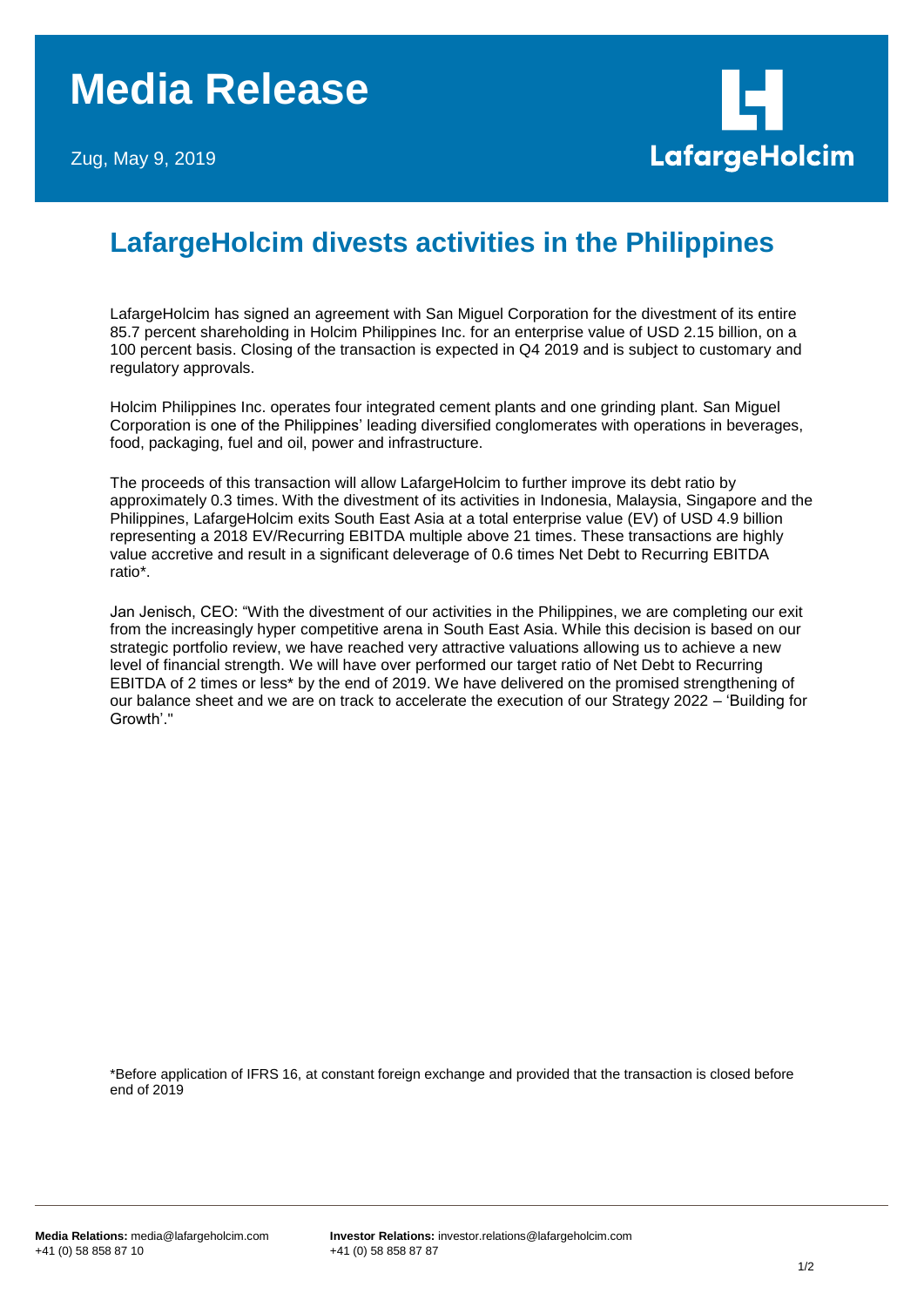# Media Release

Zug, May 9, 2019

LafargeHolcim

## LafargeHolcim divests activities in the Philippines

LafargeHolcim has signed an agreement with San Miguel Corporation for the divestment of its entire 85.7 percent shareholding in Holcim Philippines Inc. for an enterprise value of USD 2.15 billion, on a 100 percent basis. Closing of the transaction is expected in Q4 2019 and is subject to customary and regulatory approvals.

Holcim Philippines Inc. operates four integrated cement plants and one grinding plant. San Miguel Corporation is one of the Philippines' leading diversified conglomerates with operations in beverages, food, packaging, fuel and oil, power and infrastructure.

The proceeds of this transaction will allow LafargeHolcim to further improve its debt ratio by approximately 0.3 times. With the divestment of its activities in Indonesia, Malaysia, Singapore and the Philippines, LafargeHolcim exits South East Asia at a total enterprise value (EV) of USD 4.9 billion representing a 2018 EV/Recurring EBITDA multiple above 21 times. These transactions are highly value accretive and result in a significant deleverage of 0.6 times Net Debt to Recurring EBITDA ratio*.

Jan Jenisch, CEO: "With the divestment of our activities in the Philippines, we are completing our exit from the increasingly hyper competitive arena in South East Asia. While this decision is based on our strategic portfolio review, we have reached very attractive valuations allowing us to achieve a new level of financial strength. We will have over performed our target ratio of Net Debt to Recurring EBITDA of 2 times or less* by the end of 2019. We have delivered on the promised strengthening of our balance sheet and we are on track to accelerate the execution of our Strategy 2022 – 'Building for Growth'."

*Before application of IFRS 16, at constant foreign exchange and provided that the transaction is closed before end of 2019

**Media Relations:** media@lafargeholcim.com
+41 (0) 58 858 87 10

**Investor Relations:** investor.relations@lafargeholcim.com
+41 (0) 58 858 87 87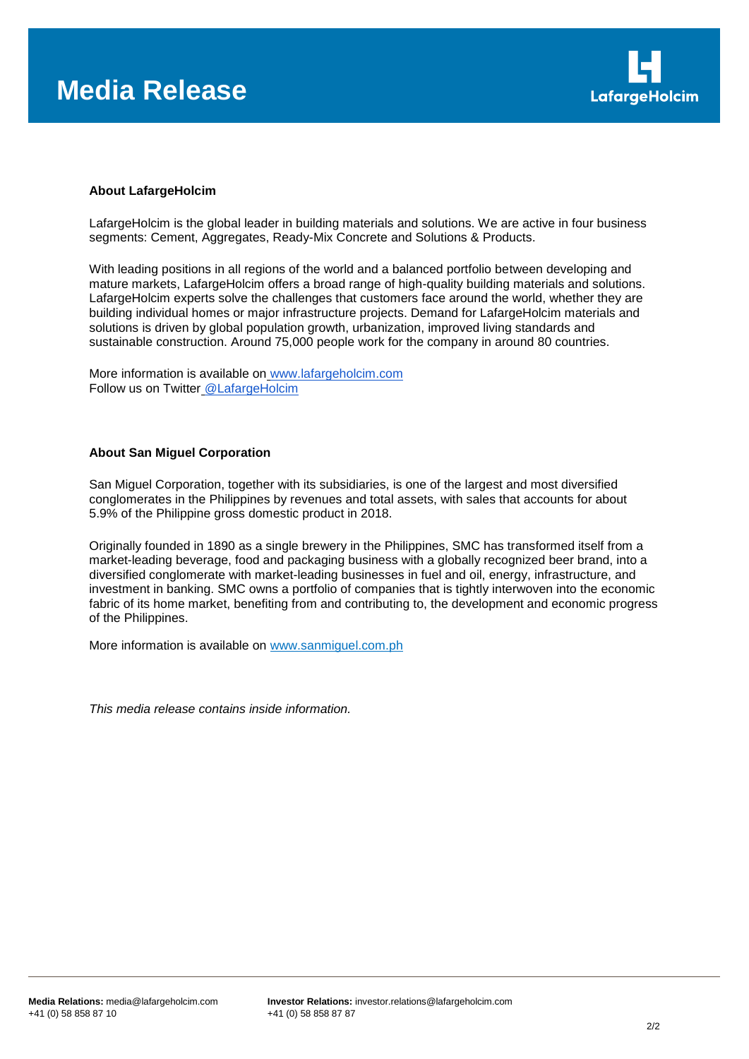### About LafargeHolcim

LafargeHolcim is the global leader in building materials and solutions. We are active in four business segments: Cement, Aggregates, Ready-Mix Concrete and Solutions & Products.

With leading positions in all regions of the world and a balanced portfolio between developing and mature markets, LafargeHolcim offers a broad range of high-quality building materials and solutions. LafargeHolcim experts solve the challenges that customers face around the world, whether they are building individual homes or major infrastructure projects. Demand for LafargeHolcim materials and solutions is driven by global population growth, urbanization, improved living standards and sustainable construction. Around 75,000 people work for the company in around 80 countries.

More information is available on www.lafargeholcim.com
Follow us on Twitter @LafargeHolcim

### About San Miguel Corporation

San Miguel Corporation, together with its subsidiaries, is one of the largest and most diversified conglomerates in the Philippines by revenues and total assets, with sales that accounts for about 5.9% of the Philippine gross domestic product in 2018.

Originally founded in 1890 as a single brewery in the Philippines, SMC has transformed itself from a market-leading beverage, food and packaging business with a globally recognized beer brand, into a diversified conglomerate with market-leading businesses in fuel and oil, energy, infrastructure, and investment in banking. SMC owns a portfolio of companies that is tightly interwoven into the economic fabric of its home market, benefiting from and contributing to, the development and economic progress of the Philippines.

More information is available on www.sanmiguel.com.ph

*This media release contains inside information.*

**Media Relations:** media@lafargeholcim.com
+41 (0) 58 858 87 10

**Investor Relations:** investor.relations@lafargeholcim.com
+41 (0) 58 858 87 87